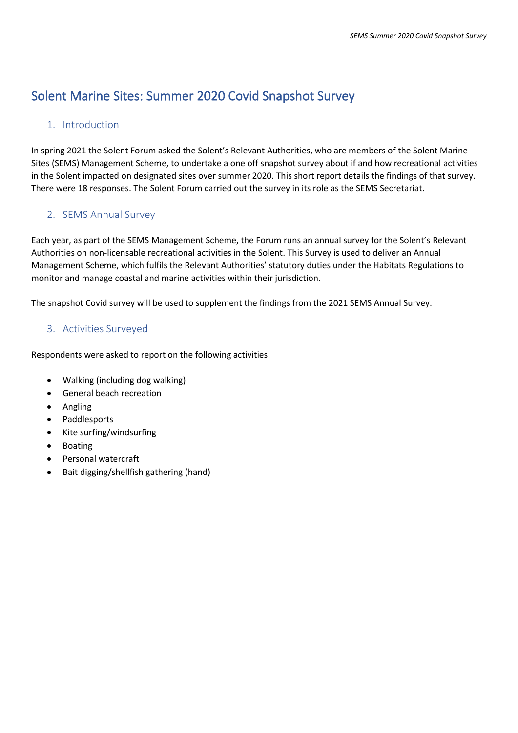# Solent Marine Sites: Summer 2020 Covid Snapshot Survey

## 1. Introduction

In spring 2021 the Solent Forum asked the Solent's Relevant Authorities, who are members of the Solent Marine Sites (SEMS) Management Scheme, to undertake a one off snapshot survey about if and how recreational activities in the Solent impacted on designated sites over summer 2020. This short report details the findings of that survey. There were 18 responses. The Solent Forum carried out the survey in its role as the SEMS Secretariat.

## 2. SEMS Annual Survey

Each year, as part of the SEMS Management Scheme, the Forum runs an annual survey for the Solent's Relevant Authorities on non-licensable recreational activities in the Solent. This Survey is used to deliver an Annual Management Scheme, which fulfils the Relevant Authorities' statutory duties under the Habitats Regulations to monitor and manage coastal and marine activities within their jurisdiction.

The snapshot Covid survey will be used to supplement the findings from the 2021 SEMS Annual Survey.

## 3. Activities Surveyed

Respondents were asked to report on the following activities:

- Walking (including dog walking)
- General beach recreation
- Angling
- Paddlesports
- Kite surfing/windsurfing
- Boating
- Personal watercraft
- Bait digging/shellfish gathering (hand)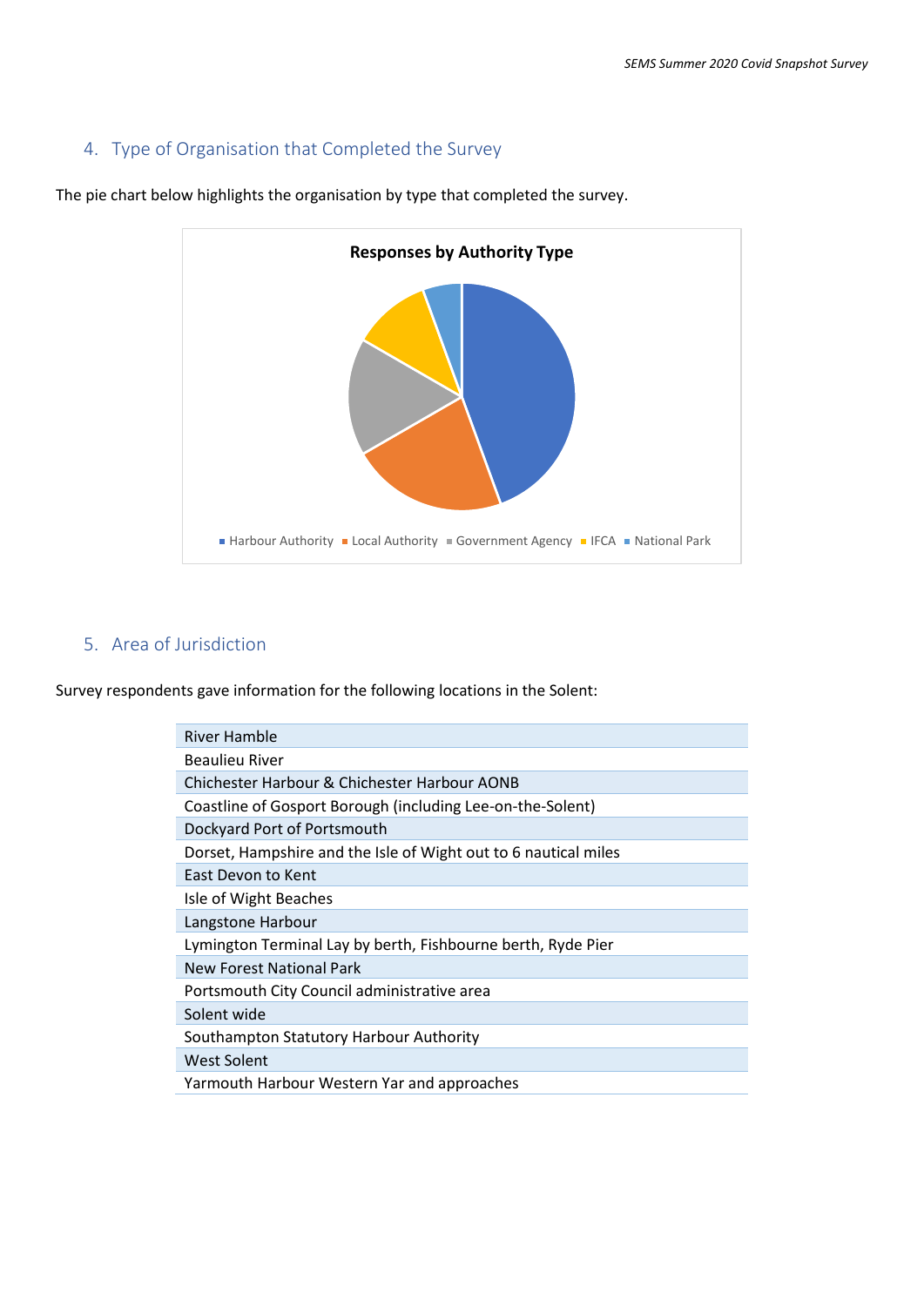## 4. Type of Organisation that Completed the Survey

The pie chart below highlights the organisation by type that completed the survey.

**Responses by Authority Type**

Harbour Authority | Local Authority | Government Agency | IFCA | National Park

## 5. Area of Jurisdiction

Survey respondents gave information for the following locations in the Solent:

| |
|---|
| River Hamble |
| Beaulieu River |
| Chichester Harbour & Chichester Harbour AONB |
| Coastline of Gosport Borough (including Lee-on-the-Solent) |
| Dockyard Port of Portsmouth |
| Dorset, Hampshire and the Isle of Wight out to 6 nautical miles |
| East Devon to Kent |
| Isle of Wight Beaches |
| Langstone Harbour |
| Lymington Terminal Lay by berth, Fishbourne berth, Ryde Pier |
| New Forest National Park |
| Portsmouth City Council administrative area |
| Solent wide |
| Southampton Statutory Harbour Authority |
| West Solent |
| Yarmouth Harbour Western Yar and approaches |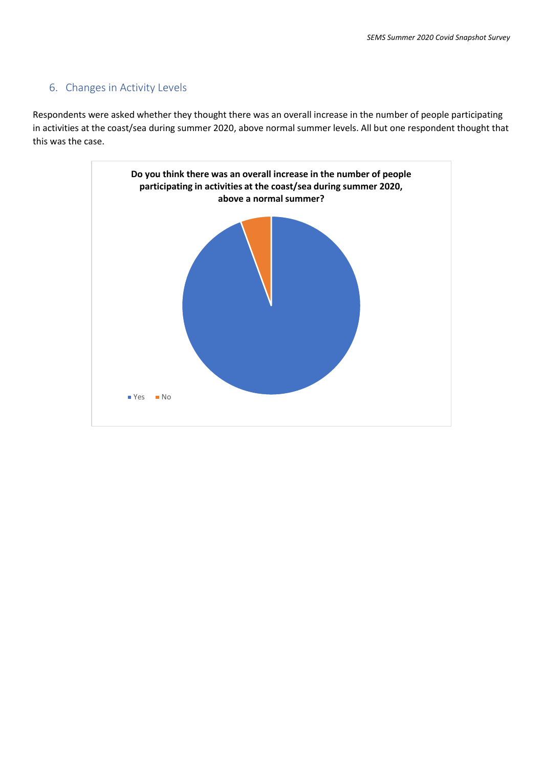## 6. Changes in Activity Levels

Respondents were asked whether they thought there was an overall increase in the number of people participating in activities at the coast/sea during summer 2020, above normal summer levels. All but one respondent thought that this was the case.

**Do you think there was an overall increase in the number of people participating in activities at the coast/sea during summer 2020, above a normal summer?**

Yes No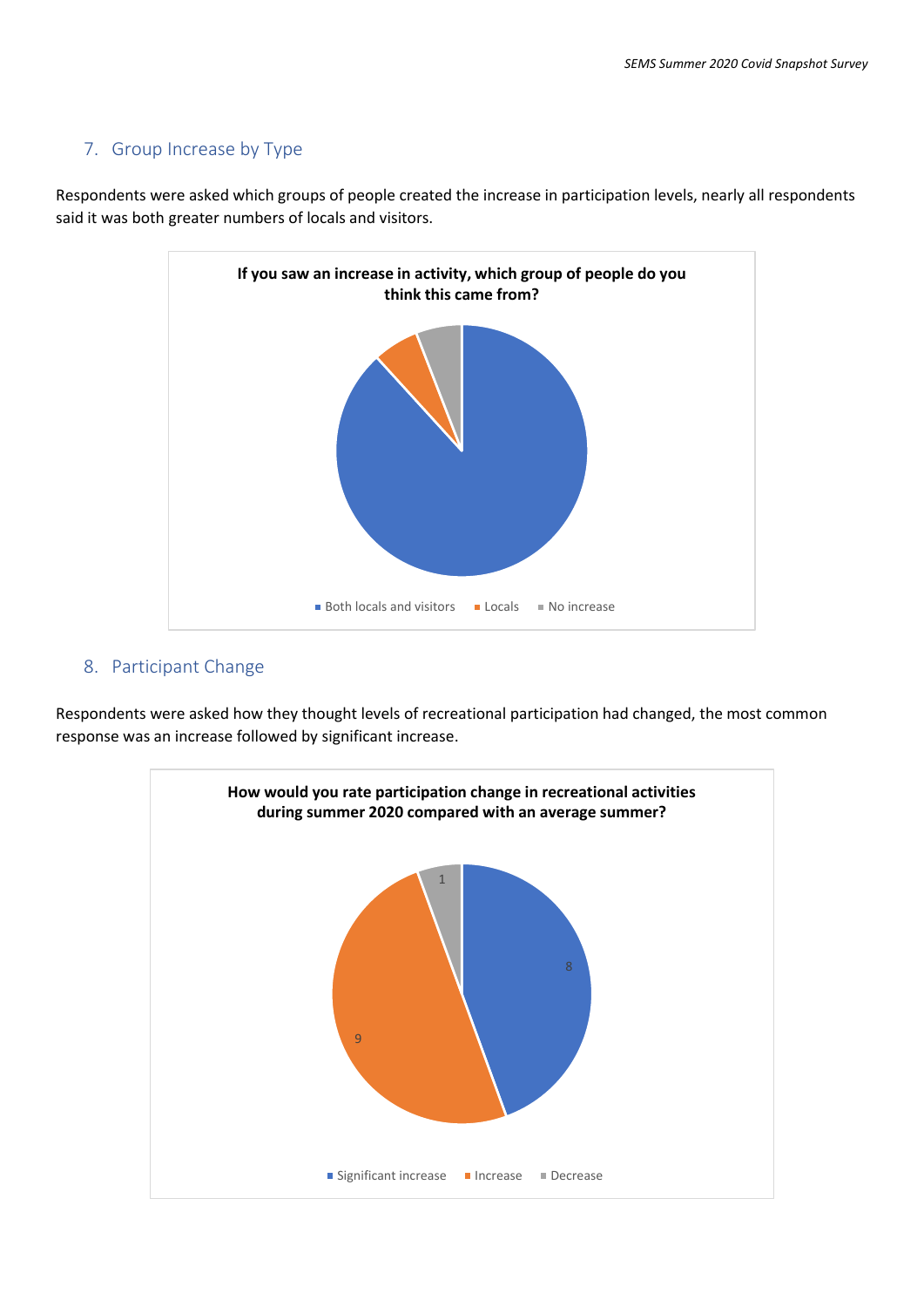## 7. Group Increase by Type

Respondents were asked which groups of people created the increase in participation levels, nearly all respondents said it was both greater numbers of locals and visitors.

**If you saw an increase in activity, which group of people do you think this came from?**

Both locals and visitors | Locals | No increase

## 8. Participant Change

Respondents were asked how they thought levels of recreational participation had changed, the most common response was an increase followed by significant increase.

**How would you rate participation change in recreational activities during summer 2020 compared with an average summer?**

| Response | Count |
|---|---|
| Significant increase | 8 |
| Increase | 9 |
| Decrease | 1 |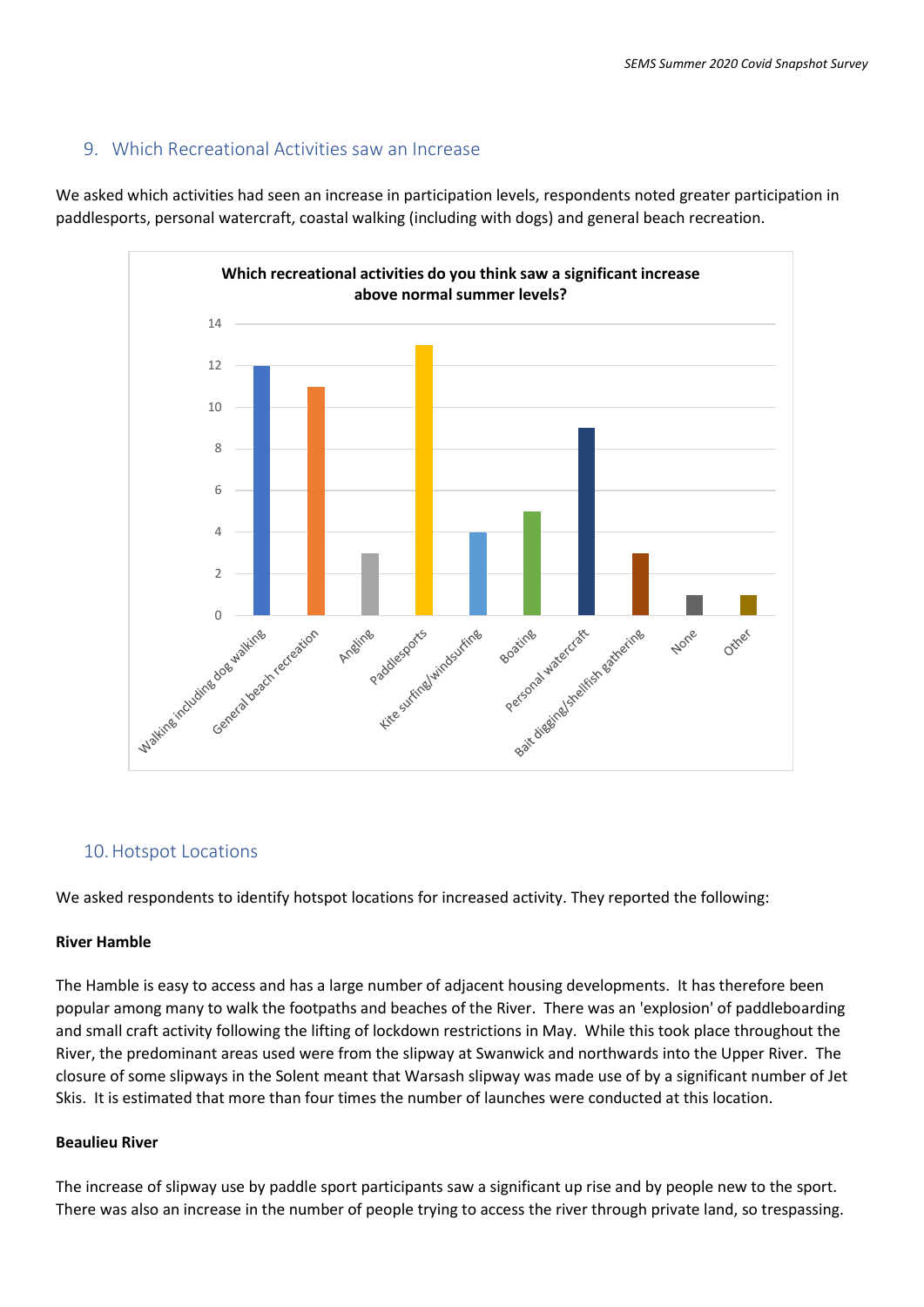## 9. Which Recreational Activities saw an Increase

We asked which activities had seen an increase in participation levels, respondents noted greater participation in paddlesports, personal watercraft, coastal walking (including with dogs) and general beach recreation.

**Which recreational activities do you think saw a significant increase above normal summer levels?**

| Activity | Responses |
|---|---|
| Walking including dog walking | 12 |
| General beach recreation | 11 |
| Angling | 3 |
| Paddlesports | 13 |
| Kite surfing/windsurfing | 4 |
| Boating | 5 |
| Personal watercraft | 9 |
| Bait digging/shellfish gathering | 3 |
| None | 1 |
| Other | 1 |

## 10. Hotspot Locations

We asked respondents to identify hotspot locations for increased activity. They reported the following:

**River Hamble**

The Hamble is easy to access and has a large number of adjacent housing developments. It has therefore been popular among many to walk the footpaths and beaches of the River. There was an 'explosion' of paddleboarding and small craft activity following the lifting of lockdown restrictions in May. While this took place throughout the River, the predominant areas used were from the slipway at Swanwick and northwards into the Upper River. The closure of some slipways in the Solent meant that Warsash slipway was made use of by a significant number of Jet Skis. It is estimated that more than four times the number of launches were conducted at this location.

**Beaulieu River**

The increase of slipway use by paddle sport participants saw a significant up rise and by people new to the sport. There was also an increase in the number of people trying to access the river through private land, so trespassing.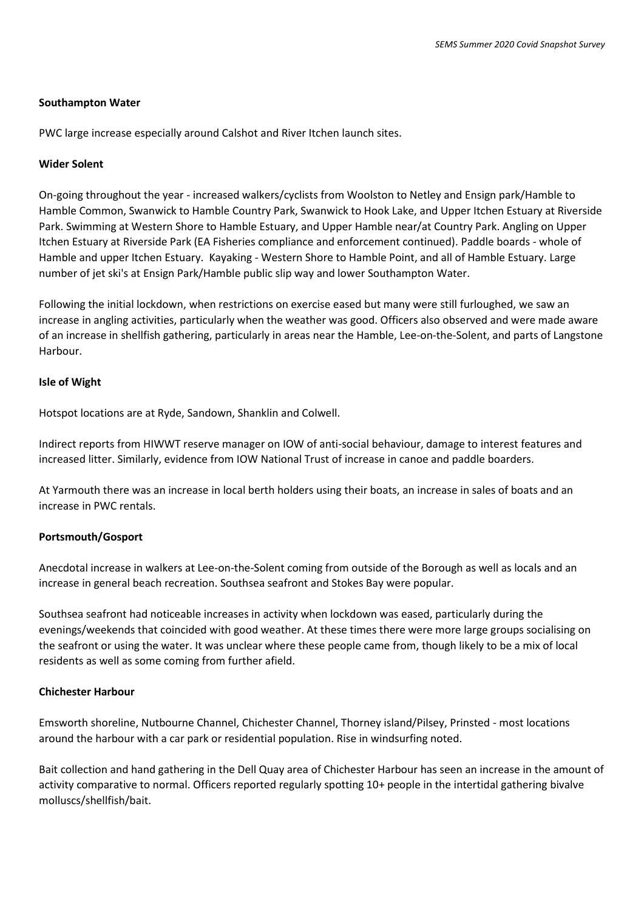**Southampton Water**

PWC large increase especially around Calshot and River Itchen launch sites.

**Wider Solent**

On-going throughout the year - increased walkers/cyclists from Woolston to Netley and Ensign park/Hamble to Hamble Common, Swanwick to Hamble Country Park, Swanwick to Hook Lake, and Upper Itchen Estuary at Riverside Park. Swimming at Western Shore to Hamble Estuary, and Upper Hamble near/at Country Park. Angling on Upper Itchen Estuary at Riverside Park (EA Fisheries compliance and enforcement continued). Paddle boards - whole of Hamble and upper Itchen Estuary. Kayaking - Western Shore to Hamble Point, and all of Hamble Estuary. Large number of jet ski's at Ensign Park/Hamble public slip way and lower Southampton Water.

Following the initial lockdown, when restrictions on exercise eased but many were still furloughed, we saw an increase in angling activities, particularly when the weather was good. Officers also observed and were made aware of an increase in shellfish gathering, particularly in areas near the Hamble, Lee-on-the-Solent, and parts of Langstone Harbour.

**Isle of Wight**

Hotspot locations are at Ryde, Sandown, Shanklin and Colwell.

Indirect reports from HIWWT reserve manager on IOW of anti-social behaviour, damage to interest features and increased litter. Similarly, evidence from IOW National Trust of increase in canoe and paddle boarders.

At Yarmouth there was an increase in local berth holders using their boats, an increase in sales of boats and an increase in PWC rentals.

**Portsmouth/Gosport**

Anecdotal increase in walkers at Lee-on-the-Solent coming from outside of the Borough as well as locals and an increase in general beach recreation. Southsea seafront and Stokes Bay were popular.

Southsea seafront had noticeable increases in activity when lockdown was eased, particularly during the evenings/weekends that coincided with good weather. At these times there were more large groups socialising on the seafront or using the water. It was unclear where these people came from, though likely to be a mix of local residents as well as some coming from further afield.

**Chichester Harbour**

Emsworth shoreline, Nutbourne Channel, Chichester Channel, Thorney island/Pilsey, Prinsted - most locations around the harbour with a car park or residential population. Rise in windsurfing noted.

Bait collection and hand gathering in the Dell Quay area of Chichester Harbour has seen an increase in the amount of activity comparative to normal. Officers reported regularly spotting 10+ people in the intertidal gathering bivalve molluscs/shellfish/bait.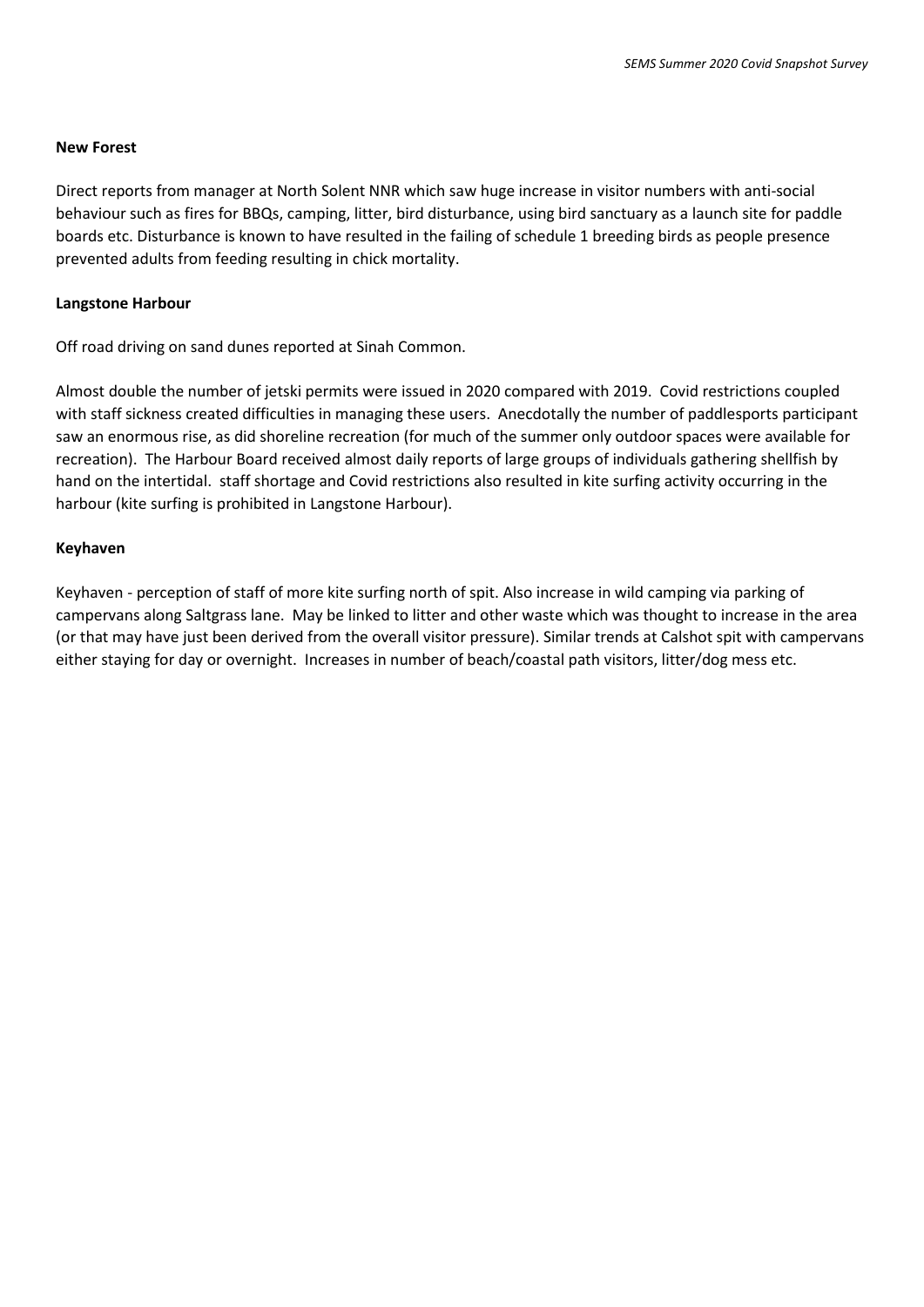**New Forest**

Direct reports from manager at North Solent NNR which saw huge increase in visitor numbers with anti-social behaviour such as fires for BBQs, camping, litter, bird disturbance, using bird sanctuary as a launch site for paddle boards etc. Disturbance is known to have resulted in the failing of schedule 1 breeding birds as people presence prevented adults from feeding resulting in chick mortality.

**Langstone Harbour**

Off road driving on sand dunes reported at Sinah Common.

Almost double the number of jetski permits were issued in 2020 compared with 2019. Covid restrictions coupled with staff sickness created difficulties in managing these users. Anecdotally the number of paddlesports participant saw an enormous rise, as did shoreline recreation (for much of the summer only outdoor spaces were available for recreation). The Harbour Board received almost daily reports of large groups of individuals gathering shellfish by hand on the intertidal. staff shortage and Covid restrictions also resulted in kite surfing activity occurring in the harbour (kite surfing is prohibited in Langstone Harbour).

**Keyhaven**

Keyhaven - perception of staff of more kite surfing north of spit. Also increase in wild camping via parking of campervans along Saltgrass lane. May be linked to litter and other waste which was thought to increase in the area (or that may have just been derived from the overall visitor pressure). Similar trends at Calshot spit with campervans either staying for day or overnight. Increases in number of beach/coastal path visitors, litter/dog mess etc.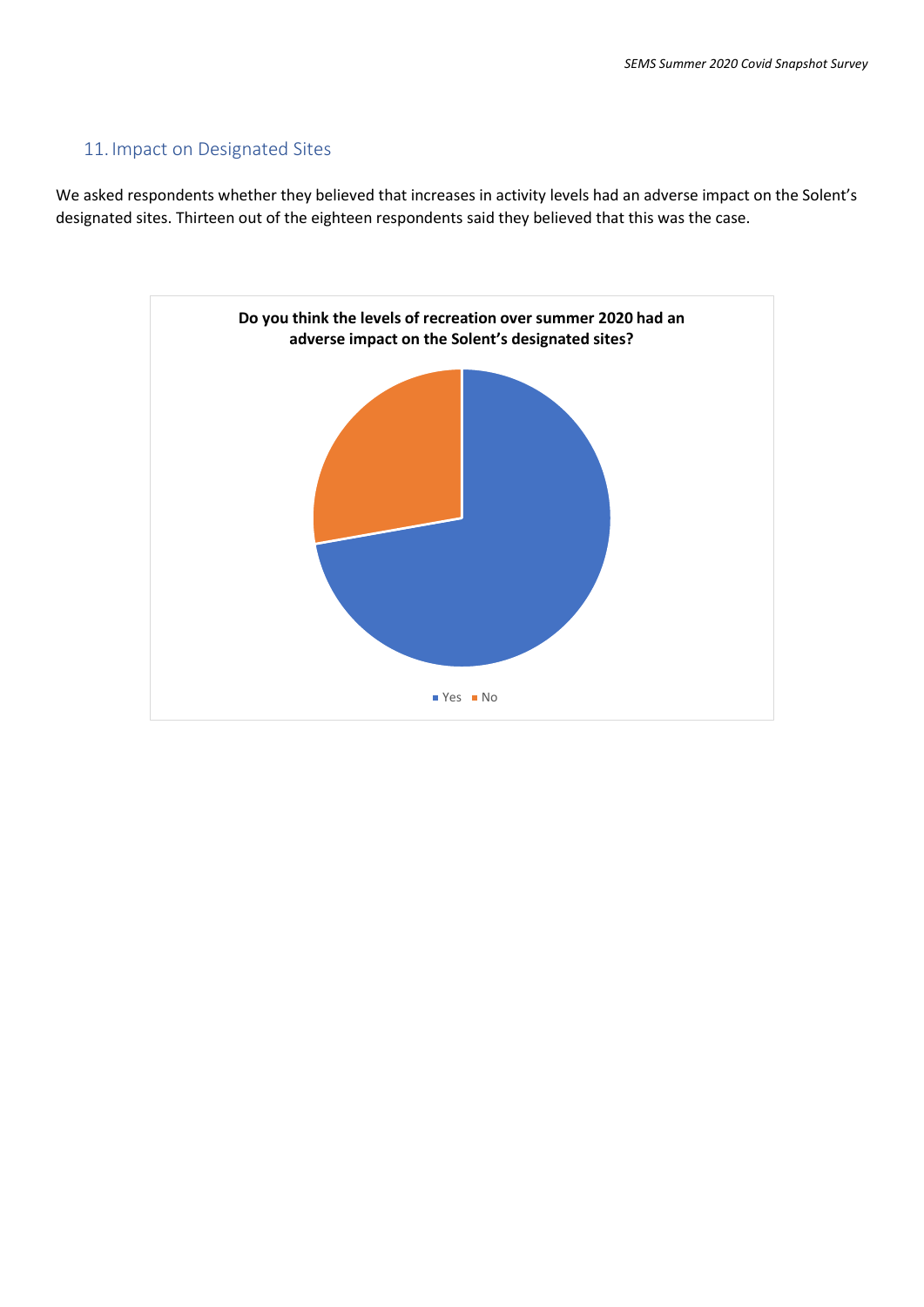## 11. Impact on Designated Sites

We asked respondents whether they believed that increases in activity levels had an adverse impact on the Solent's designated sites. Thirteen out of the eighteen respondents said they believed that this was the case.

**Do you think the levels of recreation over summer 2020 had an adverse impact on the Solent's designated sites?**

Yes No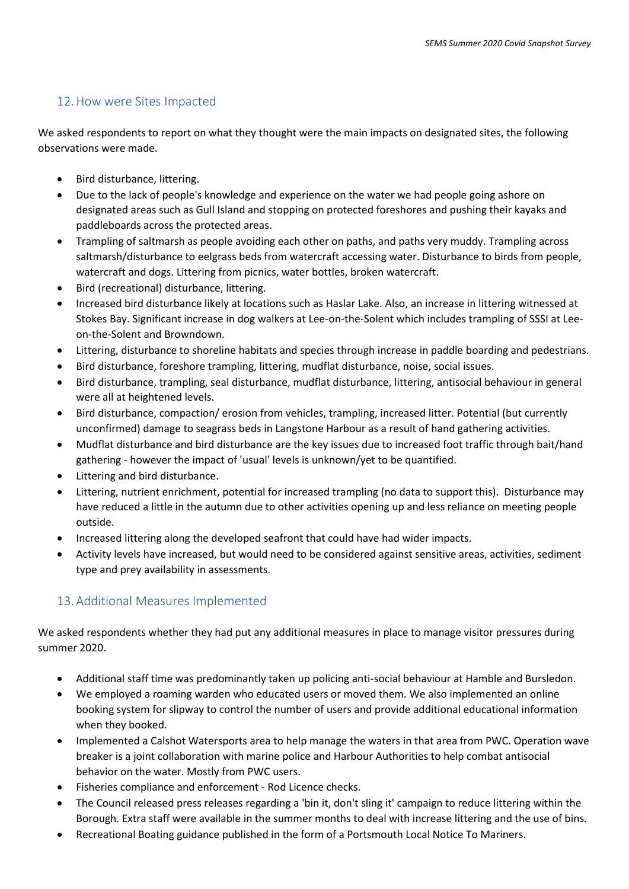## 12. How were Sites Impacted

We asked respondents to report on what they thought were the main impacts on designated sites, the following observations were made.

- Bird disturbance, littering.
- Due to the lack of people's knowledge and experience on the water we had people going ashore on designated areas such as Gull Island and stopping on protected foreshores and pushing their kayaks and paddleboards across the protected areas.
- Trampling of saltmarsh as people avoiding each other on paths, and paths very muddy. Trampling across saltmarsh/disturbance to eelgrass beds from watercraft accessing water. Disturbance to birds from people, watercraft and dogs. Littering from picnics, water bottles, broken watercraft.
- Bird (recreational) disturbance, littering.
- Increased bird disturbance likely at locations such as Haslar Lake. Also, an increase in littering witnessed at Stokes Bay. Significant increase in dog walkers at Lee-on-the-Solent which includes trampling of SSSI at Lee-on-the-Solent and Browndown.
- Littering, disturbance to shoreline habitats and species through increase in paddle boarding and pedestrians.
- Bird disturbance, foreshore trampling, littering, mudflat disturbance, noise, social issues.
- Bird disturbance, trampling, seal disturbance, mudflat disturbance, littering, antisocial behaviour in general were all at heightened levels.
- Bird disturbance, compaction/ erosion from vehicles, trampling, increased litter. Potential (but currently unconfirmed) damage to seagrass beds in Langstone Harbour as a result of hand gathering activities.
- Mudflat disturbance and bird disturbance are the key issues due to increased foot traffic through bait/hand gathering - however the impact of 'usual' levels is unknown/yet to be quantified.
- Littering and bird disturbance.
- Littering, nutrient enrichment, potential for increased trampling (no data to support this). Disturbance may have reduced a little in the autumn due to other activities opening up and less reliance on meeting people outside.
- Increased littering along the developed seafront that could have had wider impacts.
- Activity levels have increased, but would need to be considered against sensitive areas, activities, sediment type and prey availability in assessments.

## 13. Additional Measures Implemented

We asked respondents whether they had put any additional measures in place to manage visitor pressures during summer 2020.

- Additional staff time was predominantly taken up policing anti-social behaviour at Hamble and Bursledon.
- We employed a roaming warden who educated users or moved them. We also implemented an online booking system for slipway to control the number of users and provide additional educational information when they booked.
- Implemented a Calshot Watersports area to help manage the waters in that area from PWC. Operation wave breaker is a joint collaboration with marine police and Harbour Authorities to help combat antisocial behavior on the water. Mostly from PWC users.
- Fisheries compliance and enforcement - Rod Licence checks.
- The Council released press releases regarding a 'bin it, don't sling it' campaign to reduce littering within the Borough. Extra staff were available in the summer months to deal with increase littering and the use of bins.
- Recreational Boating guidance published in the form of a Portsmouth Local Notice To Mariners.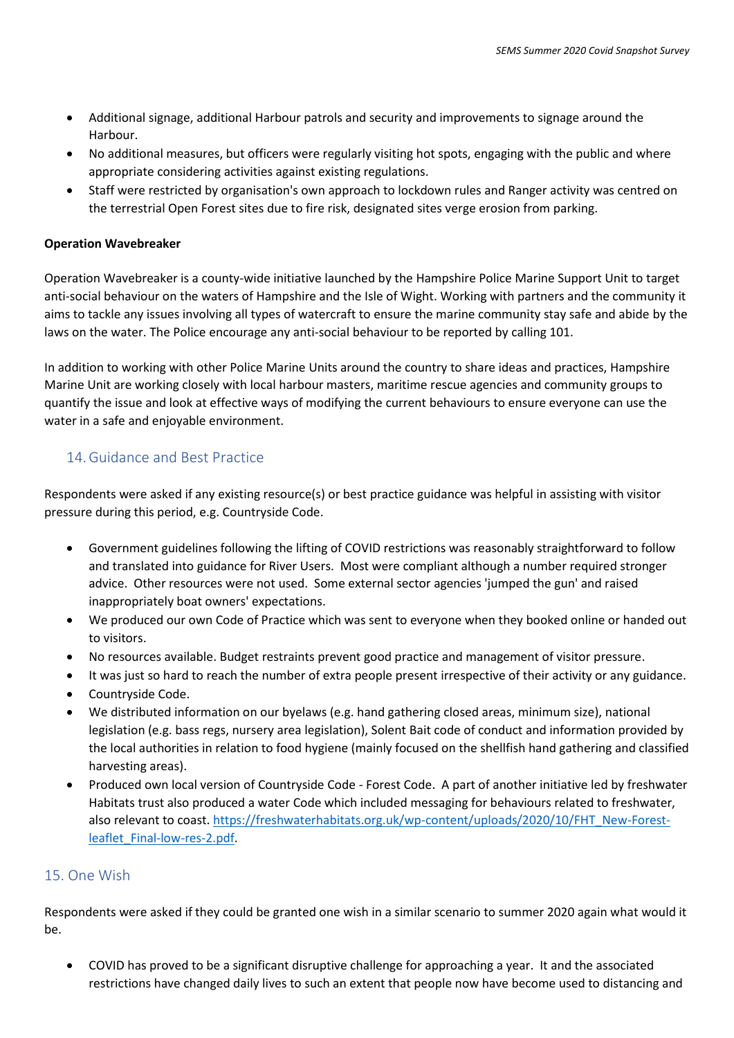- Additional signage, additional Harbour patrols and security and improvements to signage around the Harbour.
- No additional measures, but officers were regularly visiting hot spots, engaging with the public and where appropriate considering activities against existing regulations.
- Staff were restricted by organisation's own approach to lockdown rules and Ranger activity was centred on the terrestrial Open Forest sites due to fire risk, designated sites verge erosion from parking.

**Operation Wavebreaker**

Operation Wavebreaker is a county-wide initiative launched by the Hampshire Police Marine Support Unit to target anti-social behaviour on the waters of Hampshire and the Isle of Wight. Working with partners and the community it aims to tackle any issues involving all types of watercraft to ensure the marine community stay safe and abide by the laws on the water. The Police encourage any anti-social behaviour to be reported by calling 101.

In addition to working with other Police Marine Units around the country to share ideas and practices, Hampshire Marine Unit are working closely with local harbour masters, maritime rescue agencies and community groups to quantify the issue and look at effective ways of modifying the current behaviours to ensure everyone can use the water in a safe and enjoyable environment.

## 14. Guidance and Best Practice

Respondents were asked if any existing resource(s) or best practice guidance was helpful in assisting with visitor pressure during this period, e.g. Countryside Code.

- Government guidelines following the lifting of COVID restrictions was reasonably straightforward to follow and translated into guidance for River Users. Most were compliant although a number required stronger advice. Other resources were not used. Some external sector agencies 'jumped the gun' and raised inappropriately boat owners' expectations.
- We produced our own Code of Practice which was sent to everyone when they booked online or handed out to visitors.
- No resources available. Budget restraints prevent good practice and management of visitor pressure.
- It was just so hard to reach the number of extra people present irrespective of their activity or any guidance.
- Countryside Code.
- We distributed information on our byelaws (e.g. hand gathering closed areas, minimum size), national legislation (e.g. bass regs, nursery area legislation), Solent Bait code of conduct and information provided by the local authorities in relation to food hygiene (mainly focused on the shellfish hand gathering and classified harvesting areas).
- Produced own local version of Countryside Code - Forest Code. A part of another initiative led by freshwater Habitats trust also produced a water Code which included messaging for behaviours related to freshwater, also relevant to coast. https://freshwaterhabitats.org.uk/wp-content/uploads/2020/10/FHT_New-Forest-leaflet_Final-low-res-2.pdf.

## 15. One Wish

Respondents were asked if they could be granted one wish in a similar scenario to summer 2020 again what would it be.

- COVID has proved to be a significant disruptive challenge for approaching a year. It and the associated restrictions have changed daily lives to such an extent that people now have become used to distancing and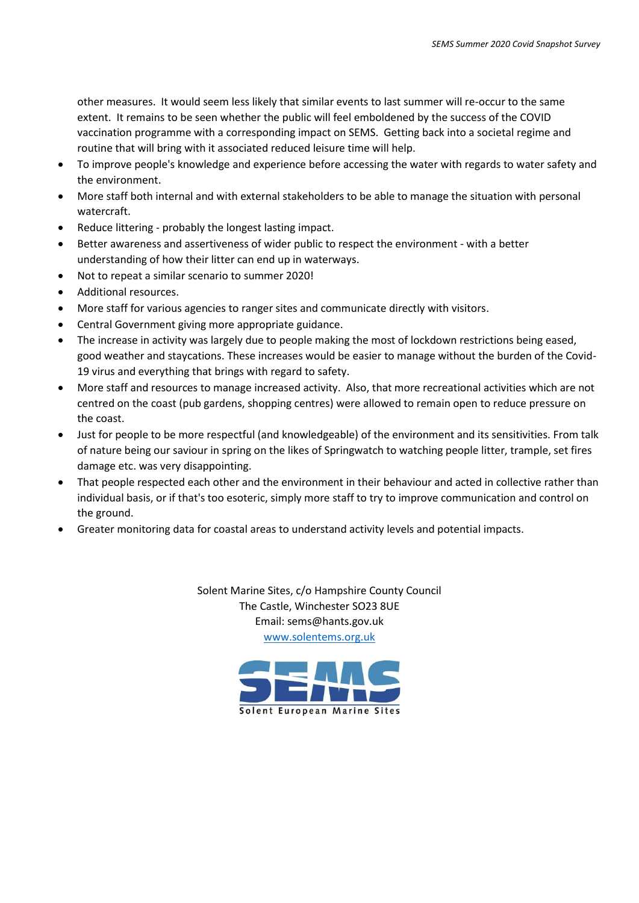other measures. It would seem less likely that similar events to last summer will re-occur to the same extent. It remains to be seen whether the public will feel emboldened by the success of the COVID vaccination programme with a corresponding impact on SEMS. Getting back into a societal regime and routine that will bring with it associated reduced leisure time will help.

- To improve people's knowledge and experience before accessing the water with regards to water safety and the environment.
- More staff both internal and with external stakeholders to be able to manage the situation with personal watercraft.
- Reduce littering - probably the longest lasting impact.
- Better awareness and assertiveness of wider public to respect the environment - with a better understanding of how their litter can end up in waterways.
- Not to repeat a similar scenario to summer 2020!
- Additional resources.
- More staff for various agencies to ranger sites and communicate directly with visitors.
- Central Government giving more appropriate guidance.
- The increase in activity was largely due to people making the most of lockdown restrictions being eased, good weather and staycations. These increases would be easier to manage without the burden of the Covid-19 virus and everything that brings with regard to safety.
- More staff and resources to manage increased activity. Also, that more recreational activities which are not centred on the coast (pub gardens, shopping centres) were allowed to remain open to reduce pressure on the coast.
- Just for people to be more respectful (and knowledgeable) of the environment and its sensitivities. From talk of nature being our saviour in spring on the likes of Springwatch to watching people litter, trample, set fires damage etc. was very disappointing.
- That people respected each other and the environment in their behaviour and acted in collective rather than individual basis, or if that's too esoteric, simply more staff to try to improve communication and control on the ground.
- Greater monitoring data for coastal areas to understand activity levels and potential impacts.

Solent Marine Sites, c/o Hampshire County Council
The Castle, Winchester SO23 8UE
Email: sems@hants.gov.uk
www.solentems.org.uk

SEMS
Solent European Marine Sites